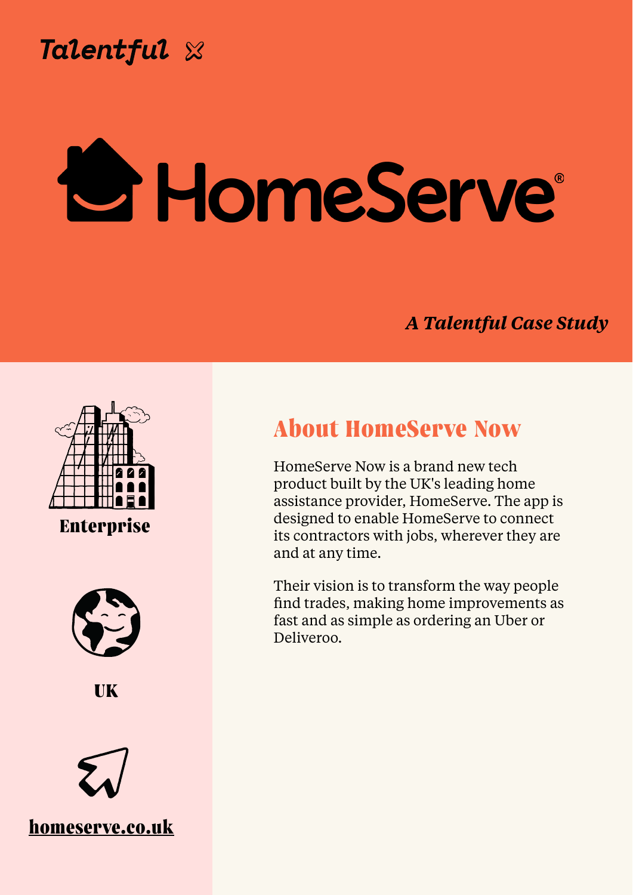Talentful

# HomeServe

*A Talentful Case Study*

**Enterprise**

**UK**

**homeserve.co.uk**

## About HomeServe Now

HomeServe Now is a brand new tech product built by the UK's leading home assistance provider, HomeServe. The app is designed to enable HomeServe to connect its contractors with jobs, wherever they are and at any time.

Their vision is to transform the way people find trades, making home improvements as fast and as simple as ordering an Uber or Deliveroo.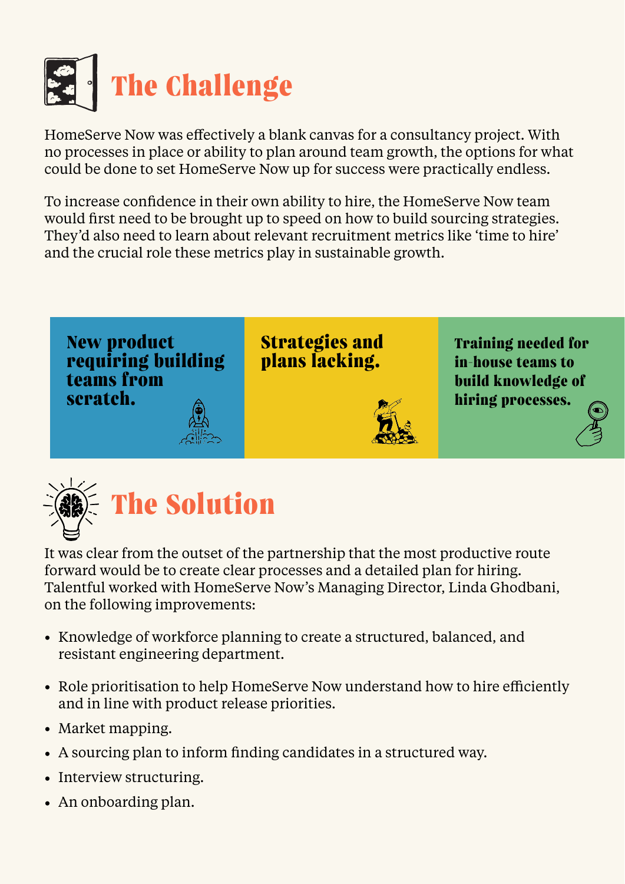## The Challenge

HomeServe Now was effectively a blank canvas for a consultancy project. With no processes in place or ability to plan around team growth, the options for what could be done to set HomeServe Now up for success were practically endless.

To increase confidence in their own ability to hire, the HomeServe Now team would first need to be brought up to speed on how to build sourcing strategies. They'd also need to learn about relevant recruitment metrics like 'time to hire' and the crucial role these metrics play in sustainable growth.

**New product requiring building teams from scratch.**

**Strategies and plans lacking.**

**Training needed for in-house teams to build knowledge of hiring processes.**

## The Solution

It was clear from the outset of the partnership that the most productive route forward would be to create clear processes and a detailed plan for hiring. Talentful worked with HomeServe Now's Managing Director, Linda Ghodbani, on the following improvements:

- Knowledge of workforce planning to create a structured, balanced, and resistant engineering department.
- Role prioritisation to help HomeServe Now understand how to hire efficiently and in line with product release priorities.
- Market mapping.
- A sourcing plan to inform finding candidates in a structured way.
- Interview structuring.
- An onboarding plan.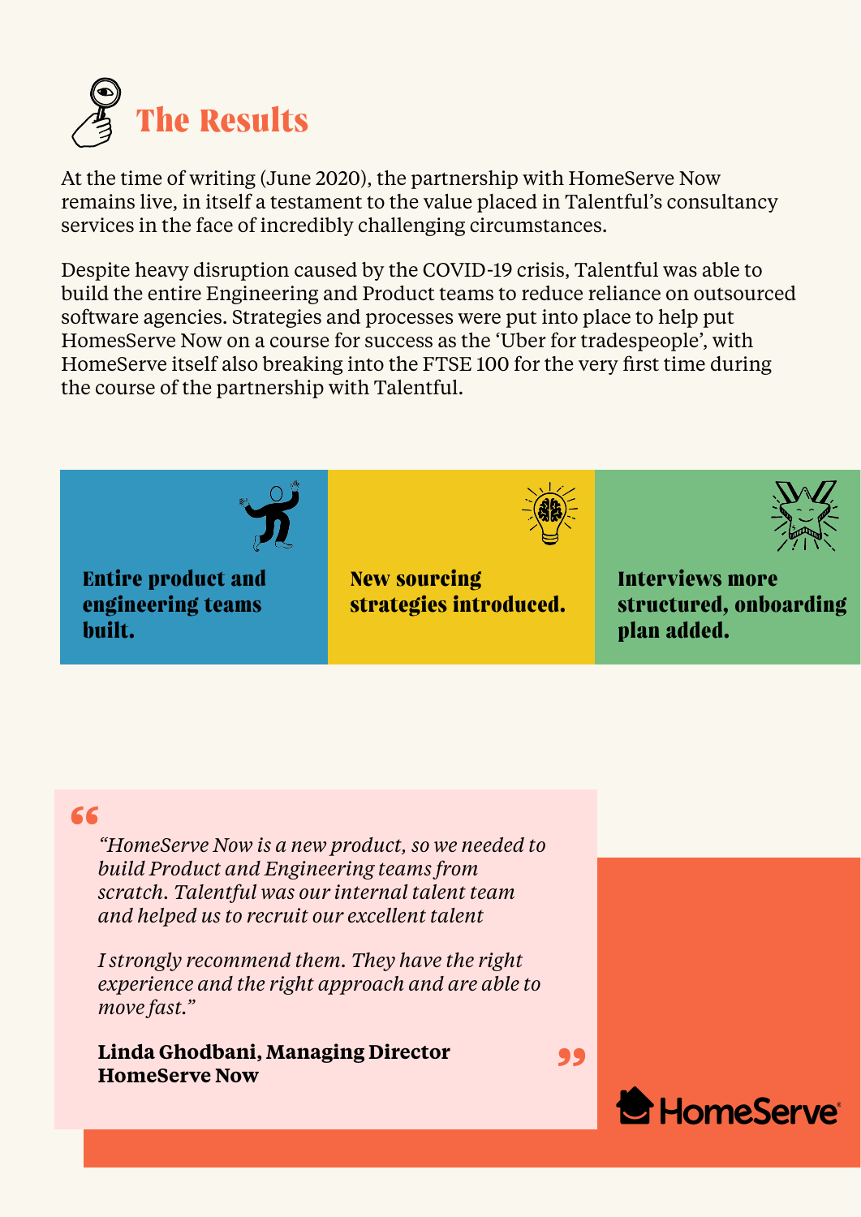# The Results

At the time of writing (June 2020), the partnership with HomeServe Now remains live, in itself a testament to the value placed in Talentful's consultancy services in the face of incredibly challenging circumstances.

Despite heavy disruption caused by the COVID-19 crisis, Talentful was able to build the entire Engineering and Product teams to reduce reliance on outsourced software agencies. Strategies and processes were put into place to help put HomesServe Now on a course for success as the 'Uber for tradespeople', with HomeServe itself also breaking into the FTSE 100 for the very first time during the course of the partnership with Talentful.

**Entire product and engineering teams built.**

**New sourcing strategies introduced.**

**Interviews more structured, onboarding plan added.**

> *"HomeServe Now is a new product, so we needed to build Product and Engineering teams from scratch. Talentful was our internal talent team and helped us to recruit our excellent talent*
>
> *I strongly recommend them. They have the right experience and the right approach and are able to move fast."*
>
> **Linda Ghodbani, Managing Director**
> **HomeServe Now**

HomeServe®